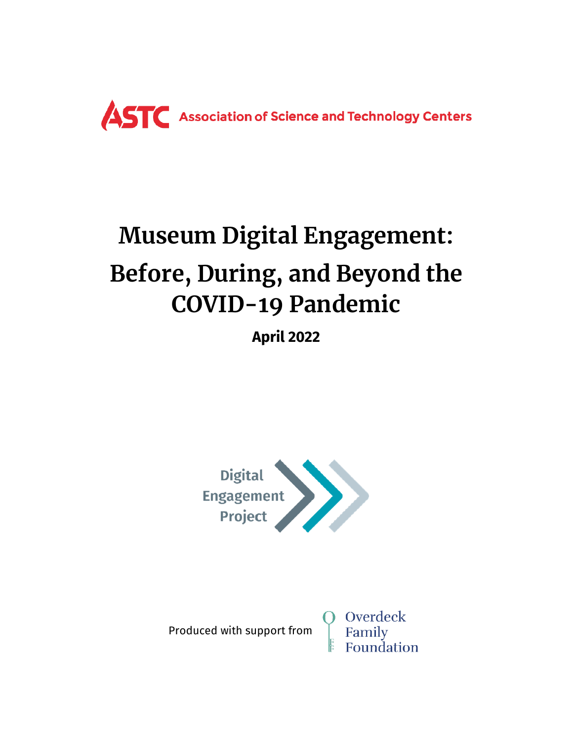ASTC Association of Science and Technology Centers

# Museum Digital Engagement: Before, During, and Beyond the COVID-19 Pandemic

**April 2022**

Digital Engagement Project

Produced with support from Overdeck Family Foundation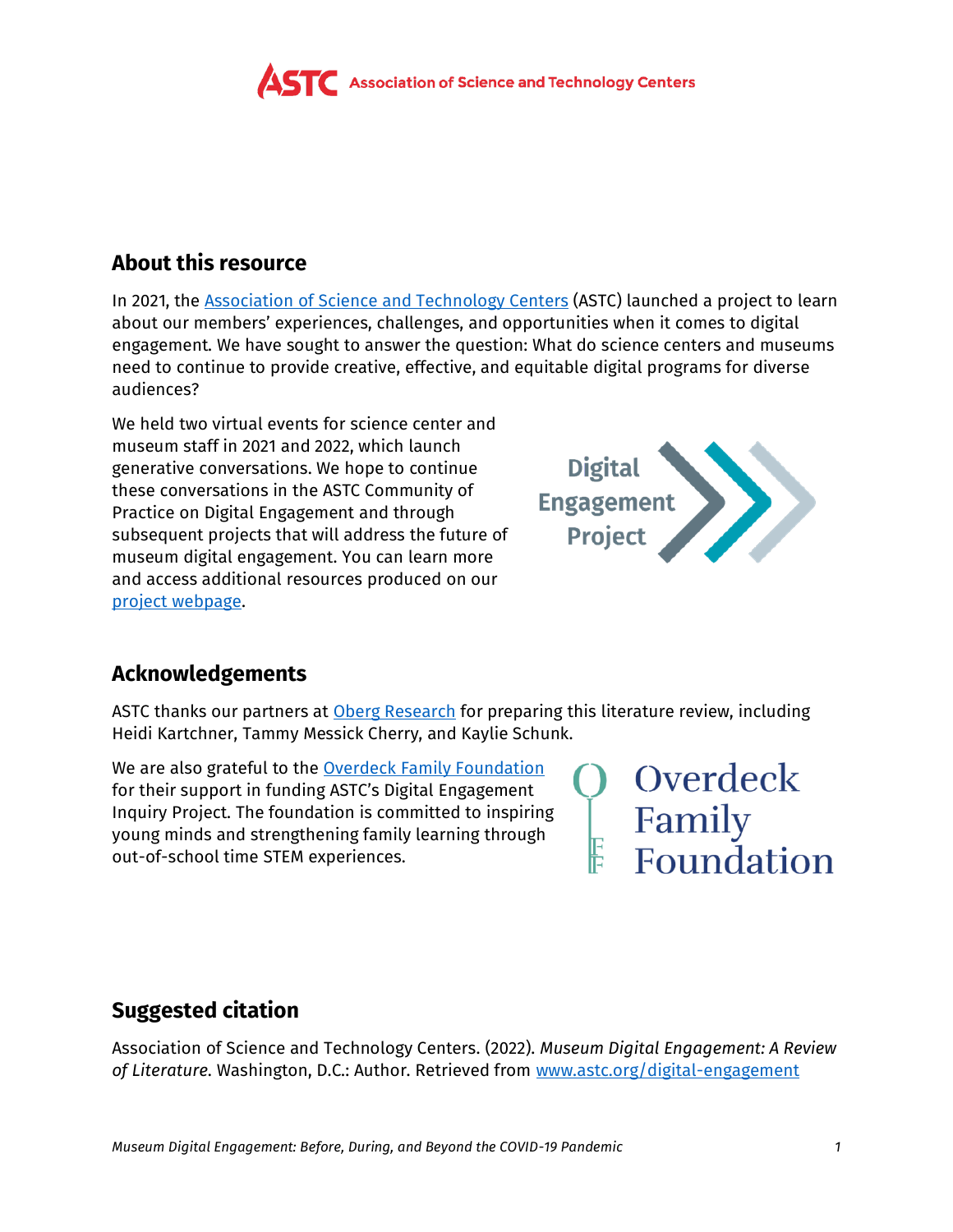## About this resource

In 2021, the [Association of Science and Technology Centers](#) (ASTC) launched a project to learn about our members' experiences, challenges, and opportunities when it comes to digital engagement. We have sought to answer the question: What do science centers and museums need to continue to provide creative, effective, and equitable digital programs for diverse audiences?

We held two virtual events for science center and museum staff in 2021 and 2022, which launch generative conversations. We hope to continue these conversations in the ASTC Community of Practice on Digital Engagement and through subsequent projects that will address the future of museum digital engagement. You can learn more and access additional resources produced on our [project webpage](#).

## Acknowledgements

ASTC thanks our partners at [Oberg Research](#) for preparing this literature review, including Heidi Kartchner, Tammy Messick Cherry, and Kaylie Schunk.

We are also grateful to the [Overdeck Family Foundation](#) for their support in funding ASTC's Digital Engagement Inquiry Project. The foundation is committed to inspiring young minds and strengthening family learning through out-of-school time STEM experiences.

## Suggested citation

Association of Science and Technology Centers. (2022). *Museum Digital Engagement: A Review of Literature*. Washington, D.C.: Author. Retrieved from [www.astc.org/digital-engagement](www.astc.org/digital-engagement)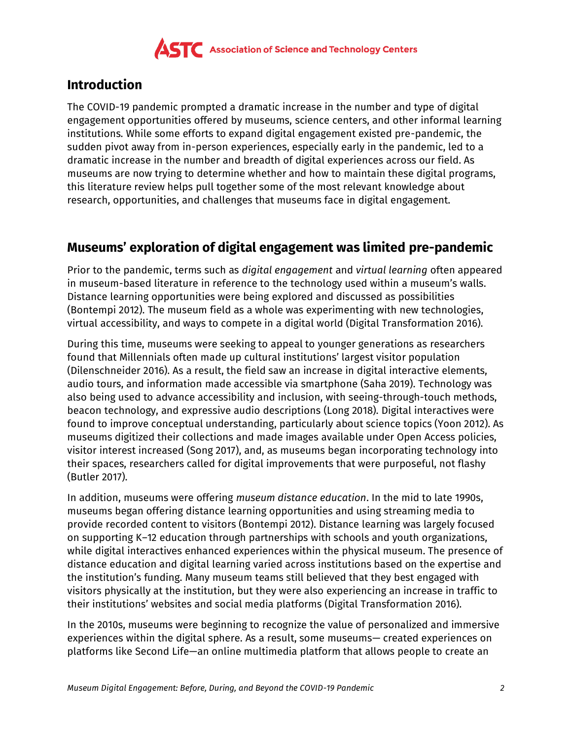## Introduction

The COVID-19 pandemic prompted a dramatic increase in the number and type of digital engagement opportunities offered by museums, science centers, and other informal learning institutions. While some efforts to expand digital engagement existed pre-pandemic, the sudden pivot away from in-person experiences, especially early in the pandemic, led to a dramatic increase in the number and breadth of digital experiences across our field. As museums are now trying to determine whether and how to maintain these digital programs, this literature review helps pull together some of the most relevant knowledge about research, opportunities, and challenges that museums face in digital engagement.

## Museums' exploration of digital engagement was limited pre-pandemic

Prior to the pandemic, terms such as *digital engagement* and *virtual learning* often appeared in museum-based literature in reference to the technology used within a museum's walls. Distance learning opportunities were being explored and discussed as possibilities (Bontempi 2012). The museum field as a whole was experimenting with new technologies, virtual accessibility, and ways to compete in a digital world (Digital Transformation 2016).

During this time, museums were seeking to appeal to younger generations as researchers found that Millennials often made up cultural institutions' largest visitor population (Dilenschneider 2016). As a result, the field saw an increase in digital interactive elements, audio tours, and information made accessible via smartphone (Saha 2019). Technology was also being used to advance accessibility and inclusion, with seeing-through-touch methods, beacon technology, and expressive audio descriptions (Long 2018). Digital interactives were found to improve conceptual understanding, particularly about science topics (Yoon 2012). As museums digitized their collections and made images available under Open Access policies, visitor interest increased (Song 2017), and, as museums began incorporating technology into their spaces, researchers called for digital improvements that were purposeful, not flashy (Butler 2017).

In addition, museums were offering *museum distance education*. In the mid to late 1990s, museums began offering distance learning opportunities and using streaming media to provide recorded content to visitors (Bontempi 2012). Distance learning was largely focused on supporting K–12 education through partnerships with schools and youth organizations, while digital interactives enhanced experiences within the physical museum. The presence of distance education and digital learning varied across institutions based on the expertise and the institution's funding. Many museum teams still believed that they best engaged with visitors physically at the institution, but they were also experiencing an increase in traffic to their institutions' websites and social media platforms (Digital Transformation 2016).

In the 2010s, museums were beginning to recognize the value of personalized and immersive experiences within the digital sphere. As a result, some museums— created experiences on platforms like Second Life—an online multimedia platform that allows people to create an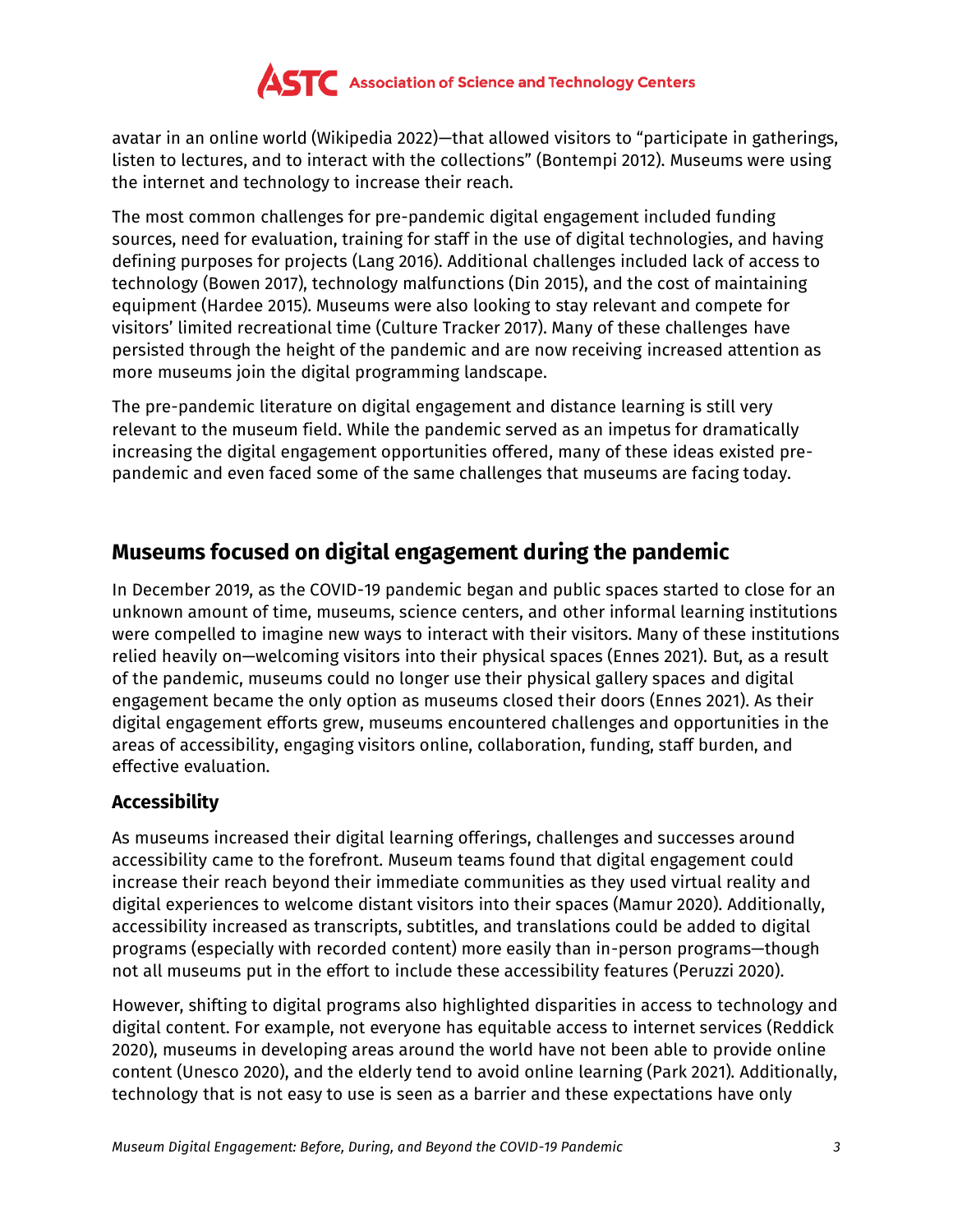avatar in an online world (Wikipedia 2022)—that allowed visitors to “participate in gatherings, listen to lectures, and to interact with the collections” (Bontempi 2012). Museums were using the internet and technology to increase their reach.

The most common challenges for pre-pandemic digital engagement included funding sources, need for evaluation, training for staff in the use of digital technologies, and having defining purposes for projects (Lang 2016). Additional challenges included lack of access to technology (Bowen 2017), technology malfunctions (Din 2015), and the cost of maintaining equipment (Hardee 2015). Museums were also looking to stay relevant and compete for visitors’ limited recreational time (Culture Tracker 2017). Many of these challenges have persisted through the height of the pandemic and are now receiving increased attention as more museums join the digital programming landscape.

The pre-pandemic literature on digital engagement and distance learning is still very relevant to the museum field. While the pandemic served as an impetus for dramatically increasing the digital engagement opportunities offered, many of these ideas existed pre-pandemic and even faced some of the same challenges that museums are facing today.

## Museums focused on digital engagement during the pandemic

In December 2019, as the COVID-19 pandemic began and public spaces started to close for an unknown amount of time, museums, science centers, and other informal learning institutions were compelled to imagine new ways to interact with their visitors. Many of these institutions relied heavily on—welcoming visitors into their physical spaces (Ennes 2021). But, as a result of the pandemic, museums could no longer use their physical gallery spaces and digital engagement became the only option as museums closed their doors (Ennes 2021). As their digital engagement efforts grew, museums encountered challenges and opportunities in the areas of accessibility, engaging visitors online, collaboration, funding, staff burden, and effective evaluation.

### Accessibility

As museums increased their digital learning offerings, challenges and successes around accessibility came to the forefront. Museum teams found that digital engagement could increase their reach beyond their immediate communities as they used virtual reality and digital experiences to welcome distant visitors into their spaces (Mamur 2020). Additionally, accessibility increased as transcripts, subtitles, and translations could be added to digital programs (especially with recorded content) more easily than in-person programs—though not all museums put in the effort to include these accessibility features (Peruzzi 2020).

However, shifting to digital programs also highlighted disparities in access to technology and digital content. For example, not everyone has equitable access to internet services (Reddick 2020), museums in developing areas around the world have not been able to provide online content (Unesco 2020), and the elderly tend to avoid online learning (Park 2021). Additionally, technology that is not easy to use is seen as a barrier and these expectations have only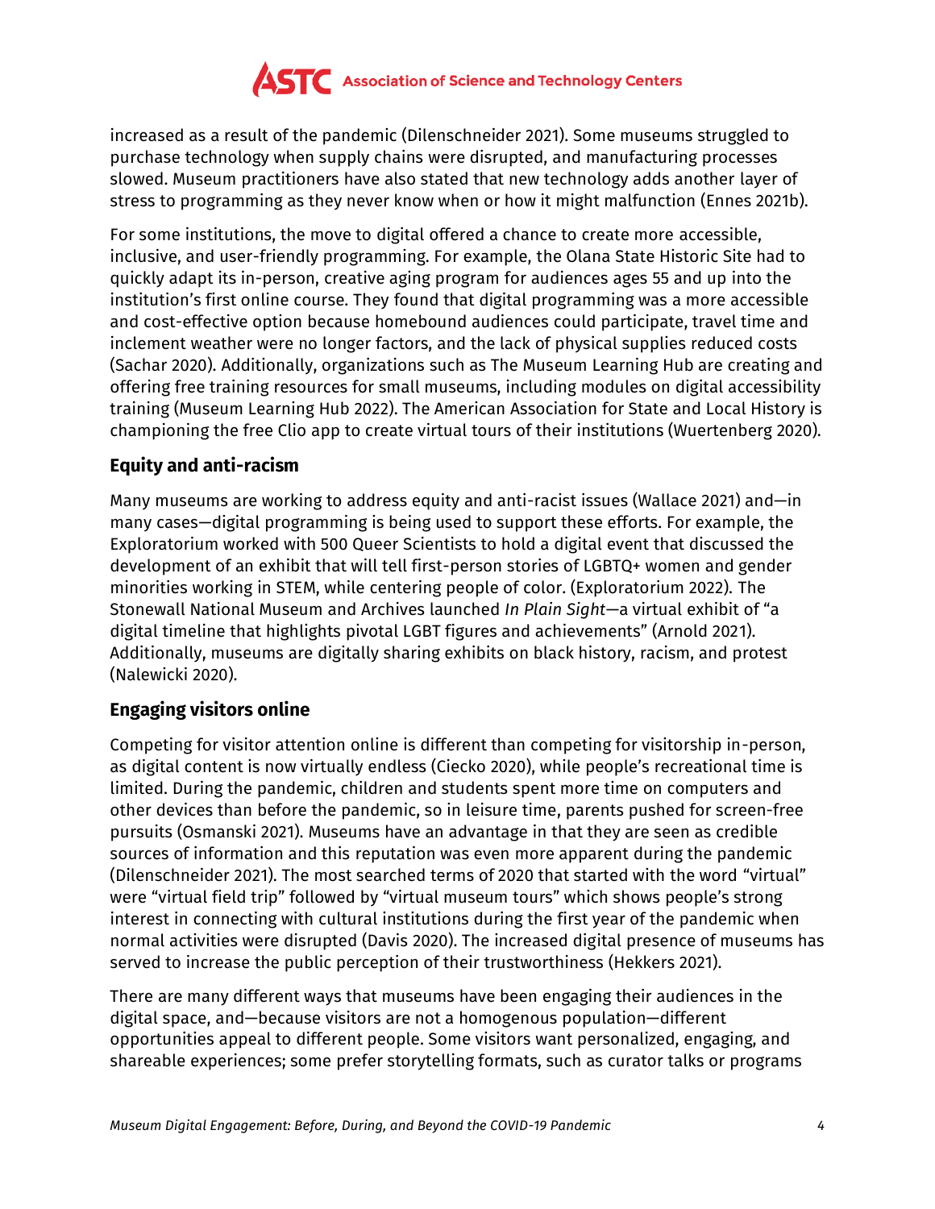increased as a result of the pandemic (Dilenschneider 2021). Some museums struggled to purchase technology when supply chains were disrupted, and manufacturing processes slowed. Museum practitioners have also stated that new technology adds another layer of stress to programming as they never know when or how it might malfunction (Ennes 2021b).

For some institutions, the move to digital offered a chance to create more accessible, inclusive, and user-friendly programming. For example, the Olana State Historic Site had to quickly adapt its in-person, creative aging program for audiences ages 55 and up into the institution's first online course. They found that digital programming was a more accessible and cost-effective option because homebound audiences could participate, travel time and inclement weather were no longer factors, and the lack of physical supplies reduced costs (Sachar 2020). Additionally, organizations such as The Museum Learning Hub are creating and offering free training resources for small museums, including modules on digital accessibility training (Museum Learning Hub 2022). The American Association for State and Local History is championing the free Clio app to create virtual tours of their institutions (Wuertenberg 2020).

### Equity and anti-racism

Many museums are working to address equity and anti-racist issues (Wallace 2021) and—in many cases—digital programming is being used to support these efforts. For example, the Exploratorium worked with 500 Queer Scientists to hold a digital event that discussed the development of an exhibit that will tell first-person stories of LGBTQ+ women and gender minorities working in STEM, while centering people of color. (Exploratorium 2022). The Stonewall National Museum and Archives launched *In Plain Sight*—a virtual exhibit of "a digital timeline that highlights pivotal LGBT figures and achievements" (Arnold 2021). Additionally, museums are digitally sharing exhibits on black history, racism, and protest (Nalewicki 2020).

### Engaging visitors online

Competing for visitor attention online is different than competing for visitorship in-person, as digital content is now virtually endless (Ciecko 2020), while people's recreational time is limited. During the pandemic, children and students spent more time on computers and other devices than before the pandemic, so in leisure time, parents pushed for screen-free pursuits (Osmanski 2021). Museums have an advantage in that they are seen as credible sources of information and this reputation was even more apparent during the pandemic (Dilenschneider 2021). The most searched terms of 2020 that started with the word "virtual" were "virtual field trip" followed by "virtual museum tours" which shows people's strong interest in connecting with cultural institutions during the first year of the pandemic when normal activities were disrupted (Davis 2020). The increased digital presence of museums has served to increase the public perception of their trustworthiness (Hekkers 2021).

There are many different ways that museums have been engaging their audiences in the digital space, and—because visitors are not a homogenous population—different opportunities appeal to different people. Some visitors want personalized, engaging, and shareable experiences; some prefer storytelling formats, such as curator talks or programs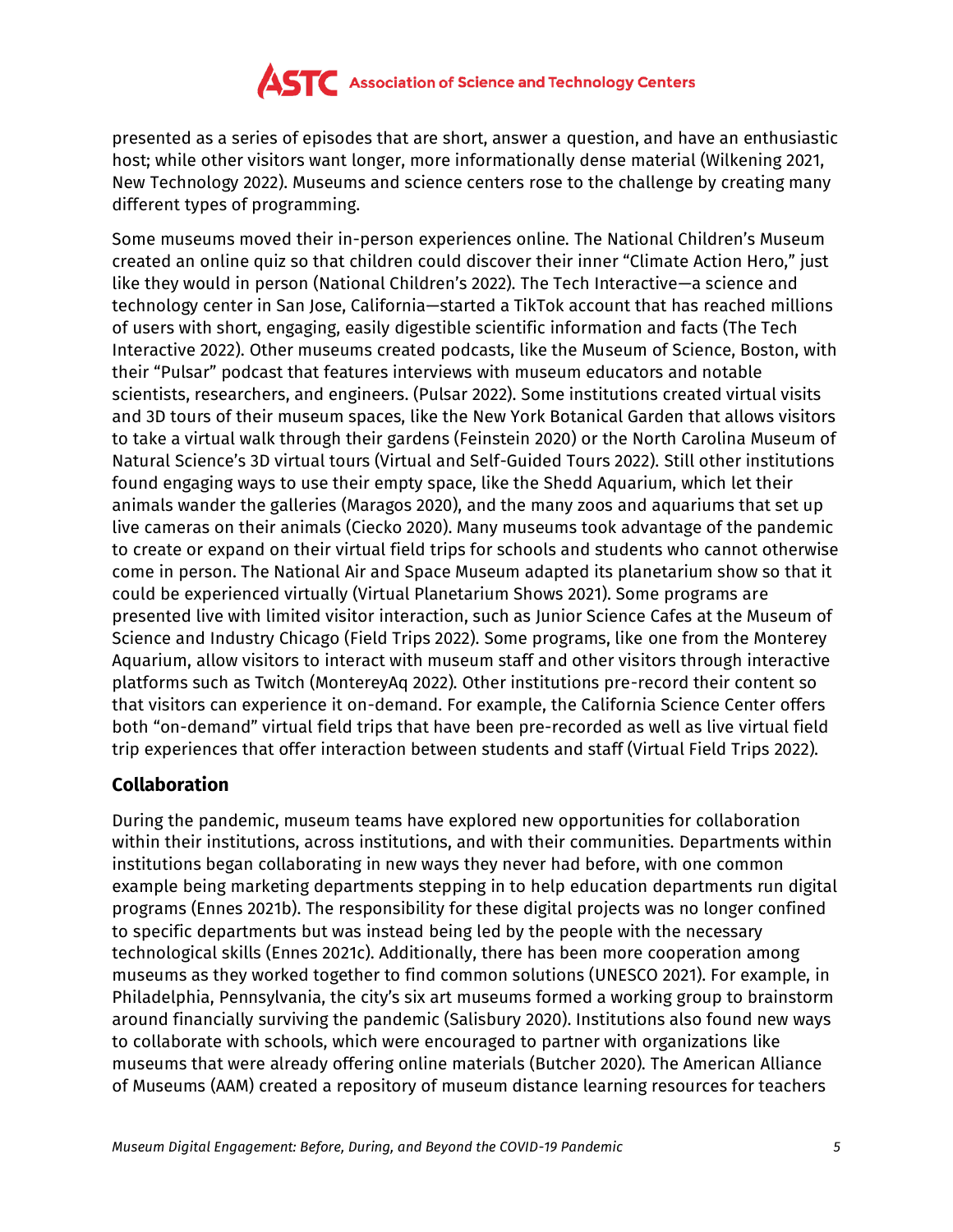presented as a series of episodes that are short, answer a question, and have an enthusiastic host; while other visitors want longer, more informationally dense material (Wilkening 2021, New Technology 2022). Museums and science centers rose to the challenge by creating many different types of programming.

Some museums moved their in-person experiences online. The National Children's Museum created an online quiz so that children could discover their inner "Climate Action Hero," just like they would in person (National Children's 2022). The Tech Interactive—a science and technology center in San Jose, California—started a TikTok account that has reached millions of users with short, engaging, easily digestible scientific information and facts (The Tech Interactive 2022). Other museums created podcasts, like the Museum of Science, Boston, with their "Pulsar" podcast that features interviews with museum educators and notable scientists, researchers, and engineers. (Pulsar 2022). Some institutions created virtual visits and 3D tours of their museum spaces, like the New York Botanical Garden that allows visitors to take a virtual walk through their gardens (Feinstein 2020) or the North Carolina Museum of Natural Science's 3D virtual tours (Virtual and Self-Guided Tours 2022). Still other institutions found engaging ways to use their empty space, like the Shedd Aquarium, which let their animals wander the galleries (Maragos 2020), and the many zoos and aquariums that set up live cameras on their animals (Ciecko 2020). Many museums took advantage of the pandemic to create or expand on their virtual field trips for schools and students who cannot otherwise come in person. The National Air and Space Museum adapted its planetarium show so that it could be experienced virtually (Virtual Planetarium Shows 2021). Some programs are presented live with limited visitor interaction, such as Junior Science Cafes at the Museum of Science and Industry Chicago (Field Trips 2022). Some programs, like one from the Monterey Aquarium, allow visitors to interact with museum staff and other visitors through interactive platforms such as Twitch (MontereyAq 2022). Other institutions pre-record their content so that visitors can experience it on-demand. For example, the California Science Center offers both "on-demand" virtual field trips that have been pre-recorded as well as live virtual field trip experiences that offer interaction between students and staff (Virtual Field Trips 2022).

## Collaboration

During the pandemic, museum teams have explored new opportunities for collaboration within their institutions, across institutions, and with their communities. Departments within institutions began collaborating in new ways they never had before, with one common example being marketing departments stepping in to help education departments run digital programs (Ennes 2021b). The responsibility for these digital projects was no longer confined to specific departments but was instead being led by the people with the necessary technological skills (Ennes 2021c). Additionally, there has been more cooperation among museums as they worked together to find common solutions (UNESCO 2021). For example, in Philadelphia, Pennsylvania, the city's six art museums formed a working group to brainstorm around financially surviving the pandemic (Salisbury 2020). Institutions also found new ways to collaborate with schools, which were encouraged to partner with organizations like museums that were already offering online materials (Butcher 2020). The American Alliance of Museums (AAM) created a repository of museum distance learning resources for teachers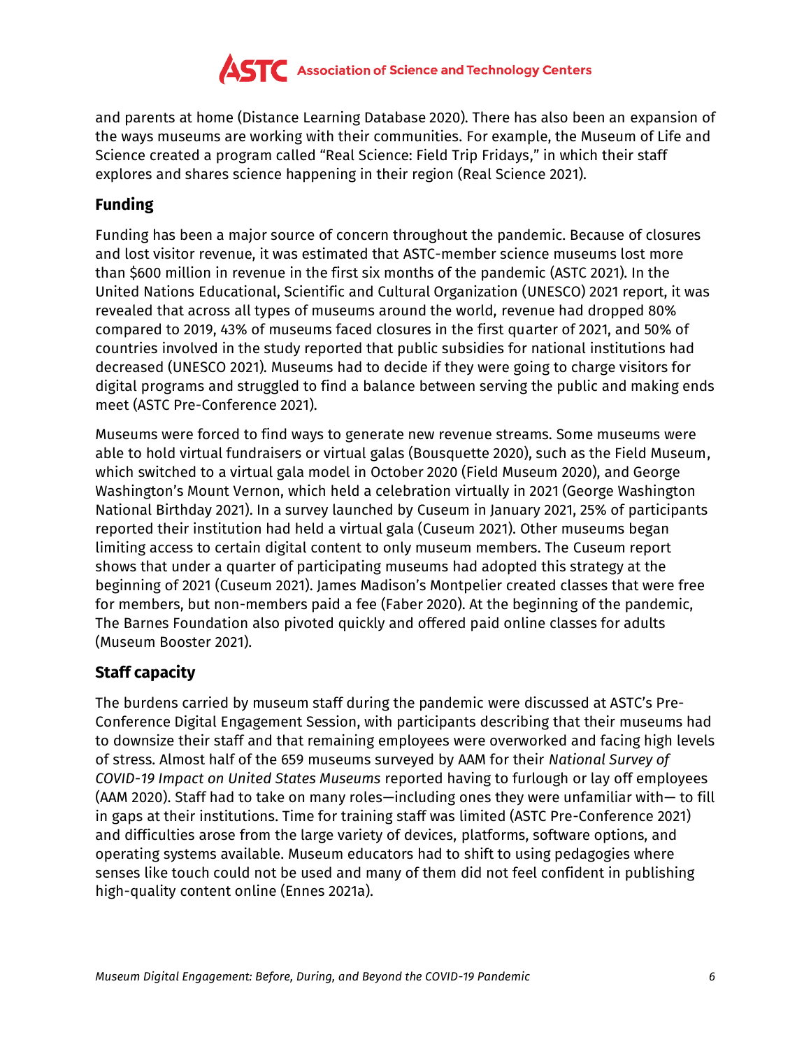and parents at home (Distance Learning Database 2020). There has also been an expansion of the ways museums are working with their communities. For example, the Museum of Life and Science created a program called “Real Science: Field Trip Fridays,” in which their staff explores and shares science happening in their region (Real Science 2021).

## Funding

Funding has been a major source of concern throughout the pandemic. Because of closures and lost visitor revenue, it was estimated that ASTC-member science museums lost more than $600 million in revenue in the first six months of the pandemic (ASTC 2021). In the United Nations Educational, Scientific and Cultural Organization (UNESCO) 2021 report, it was revealed that across all types of museums around the world, revenue had dropped 80% compared to 2019, 43% of museums faced closures in the first quarter of 2021, and 50% of countries involved in the study reported that public subsidies for national institutions had decreased (UNESCO 2021). Museums had to decide if they were going to charge visitors for digital programs and struggled to find a balance between serving the public and making ends meet (ASTC Pre-Conference 2021).

Museums were forced to find ways to generate new revenue streams. Some museums were able to hold virtual fundraisers or virtual galas (Bousquette 2020), such as the Field Museum, which switched to a virtual gala model in October 2020 (Field Museum 2020), and George Washington’s Mount Vernon, which held a celebration virtually in 2021 (George Washington National Birthday 2021). In a survey launched by Cuseum in January 2021, 25% of participants reported their institution had held a virtual gala (Cuseum 2021). Other museums began limiting access to certain digital content to only museum members. The Cuseum report shows that under a quarter of participating museums had adopted this strategy at the beginning of 2021 (Cuseum 2021). James Madison’s Montpelier created classes that were free for members, but non-members paid a fee (Faber 2020). At the beginning of the pandemic, The Barnes Foundation also pivoted quickly and offered paid online classes for adults (Museum Booster 2021).

## Staff capacity

The burdens carried by museum staff during the pandemic were discussed at ASTC’s Pre-Conference Digital Engagement Session, with participants describing that their museums had to downsize their staff and that remaining employees were overworked and facing high levels of stress. Almost half of the 659 museums surveyed by AAM for their *National Survey of COVID-19 Impact on United States Museums* reported having to furlough or lay off employees (AAM 2020). Staff had to take on many roles—including ones they were unfamiliar with— to fill in gaps at their institutions. Time for training staff was limited (ASTC Pre-Conference 2021) and difficulties arose from the large variety of devices, platforms, software options, and operating systems available. Museum educators had to shift to using pedagogies where senses like touch could not be used and many of them did not feel confident in publishing high-quality content online (Ennes 2021a).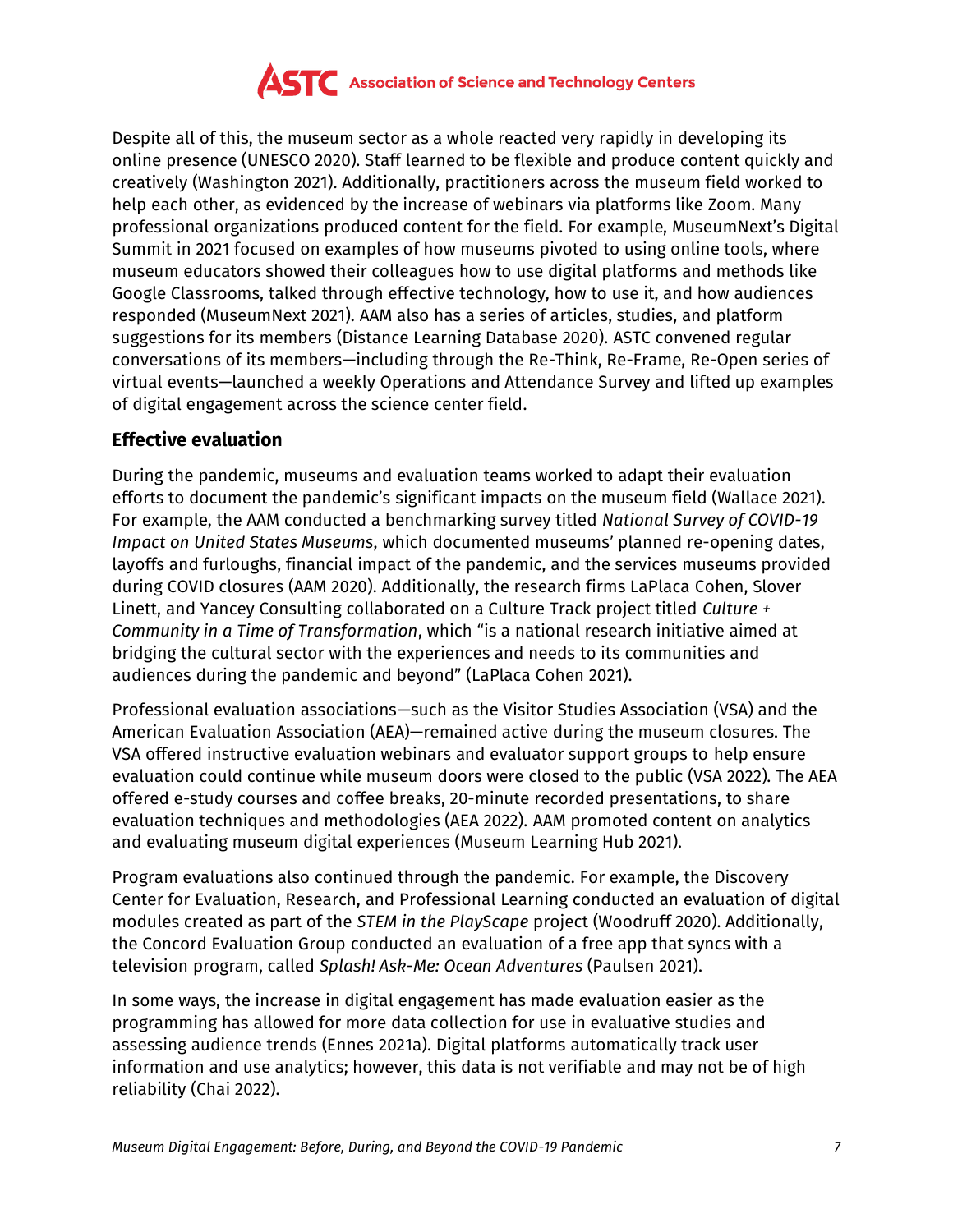Despite all of this, the museum sector as a whole reacted very rapidly in developing its online presence (UNESCO 2020). Staff learned to be flexible and produce content quickly and creatively (Washington 2021). Additionally, practitioners across the museum field worked to help each other, as evidenced by the increase of webinars via platforms like Zoom. Many professional organizations produced content for the field. For example, MuseumNext's Digital Summit in 2021 focused on examples of how museums pivoted to using online tools, where museum educators showed their colleagues how to use digital platforms and methods like Google Classrooms, talked through effective technology, how to use it, and how audiences responded (MuseumNext 2021). AAM also has a series of articles, studies, and platform suggestions for its members (Distance Learning Database 2020). ASTC convened regular conversations of its members—including through the Re-Think, Re-Frame, Re-Open series of virtual events—launched a weekly Operations and Attendance Survey and lifted up examples of digital engagement across the science center field.

### Effective evaluation

During the pandemic, museums and evaluation teams worked to adapt their evaluation efforts to document the pandemic's significant impacts on the museum field (Wallace 2021). For example, the AAM conducted a benchmarking survey titled *National Survey of COVID-19 Impact on United States Museums*, which documented museums' planned re-opening dates, layoffs and furloughs, financial impact of the pandemic, and the services museums provided during COVID closures (AAM 2020). Additionally, the research firms LaPlaca Cohen, Slover Linett, and Yancey Consulting collaborated on a Culture Track project titled *Culture + Community in a Time of Transformation*, which "is a national research initiative aimed at bridging the cultural sector with the experiences and needs to its communities and audiences during the pandemic and beyond" (LaPlaca Cohen 2021).

Professional evaluation associations—such as the Visitor Studies Association (VSA) and the American Evaluation Association (AEA)—remained active during the museum closures. The VSA offered instructive evaluation webinars and evaluator support groups to help ensure evaluation could continue while museum doors were closed to the public (VSA 2022). The AEA offered e-study courses and coffee breaks, 20-minute recorded presentations, to share evaluation techniques and methodologies (AEA 2022). AAM promoted content on analytics and evaluating museum digital experiences (Museum Learning Hub 2021).

Program evaluations also continued through the pandemic. For example, the Discovery Center for Evaluation, Research, and Professional Learning conducted an evaluation of digital modules created as part of the *STEM in the PlayScape* project (Woodruff 2020). Additionally, the Concord Evaluation Group conducted an evaluation of a free app that syncs with a television program, called *Splash! Ask-Me: Ocean Adventures* (Paulsen 2021).

In some ways, the increase in digital engagement has made evaluation easier as the programming has allowed for more data collection for use in evaluative studies and assessing audience trends (Ennes 2021a). Digital platforms automatically track user information and use analytics; however, this data is not verifiable and may not be of high reliability (Chai 2022).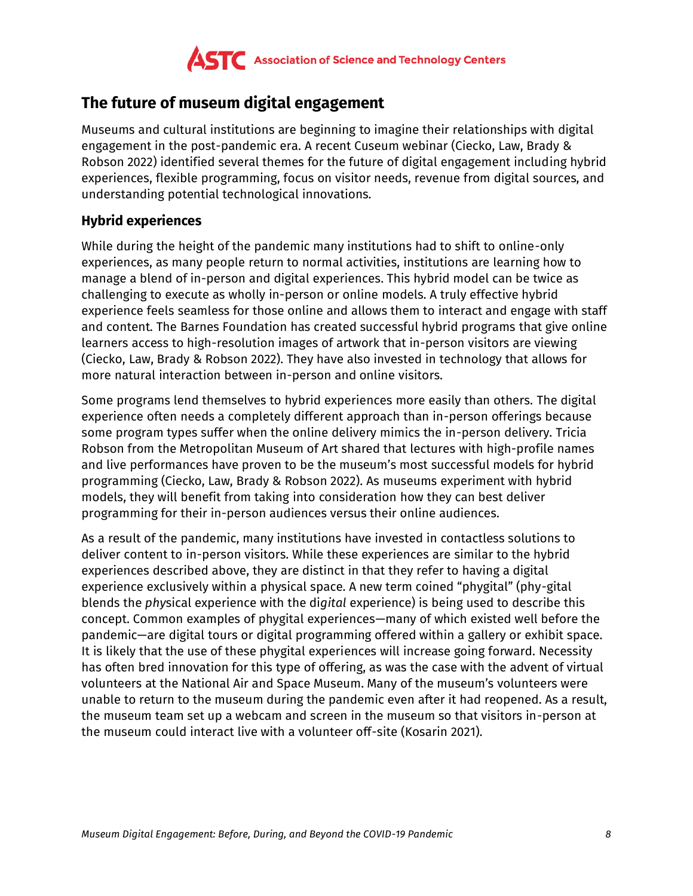## The future of museum digital engagement

Museums and cultural institutions are beginning to imagine their relationships with digital engagement in the post-pandemic era. A recent Cuseum webinar (Ciecko, Law, Brady & Robson 2022) identified several themes for the future of digital engagement including hybrid experiences, flexible programming, focus on visitor needs, revenue from digital sources, and understanding potential technological innovations.

### Hybrid experiences

While during the height of the pandemic many institutions had to shift to online-only experiences, as many people return to normal activities, institutions are learning how to manage a blend of in-person and digital experiences. This hybrid model can be twice as challenging to execute as wholly in-person or online models. A truly effective hybrid experience feels seamless for those online and allows them to interact and engage with staff and content. The Barnes Foundation has created successful hybrid programs that give online learners access to high-resolution images of artwork that in-person visitors are viewing (Ciecko, Law, Brady & Robson 2022). They have also invested in technology that allows for more natural interaction between in-person and online visitors.

Some programs lend themselves to hybrid experiences more easily than others. The digital experience often needs a completely different approach than in-person offerings because some program types suffer when the online delivery mimics the in-person delivery. Tricia Robson from the Metropolitan Museum of Art shared that lectures with high-profile names and live performances have proven to be the museum's most successful models for hybrid programming (Ciecko, Law, Brady & Robson 2022). As museums experiment with hybrid models, they will benefit from taking into consideration how they can best deliver programming for their in-person audiences versus their online audiences.

As a result of the pandemic, many institutions have invested in contactless solutions to deliver content to in-person visitors. While these experiences are similar to the hybrid experiences described above, they are distinct in that they refer to having a digital experience exclusively within a physical space. A new term coined "phygital" (phy-gital blends the *phy*sical experience with the di*gital* experience) is being used to describe this concept. Common examples of phygital experiences—many of which existed well before the pandemic—are digital tours or digital programming offered within a gallery or exhibit space. It is likely that the use of these phygital experiences will increase going forward. Necessity has often bred innovation for this type of offering, as was the case with the advent of virtual volunteers at the National Air and Space Museum. Many of the museum's volunteers were unable to return to the museum during the pandemic even after it had reopened. As a result, the museum team set up a webcam and screen in the museum so that visitors in-person at the museum could interact live with a volunteer off-site (Kosarin 2021).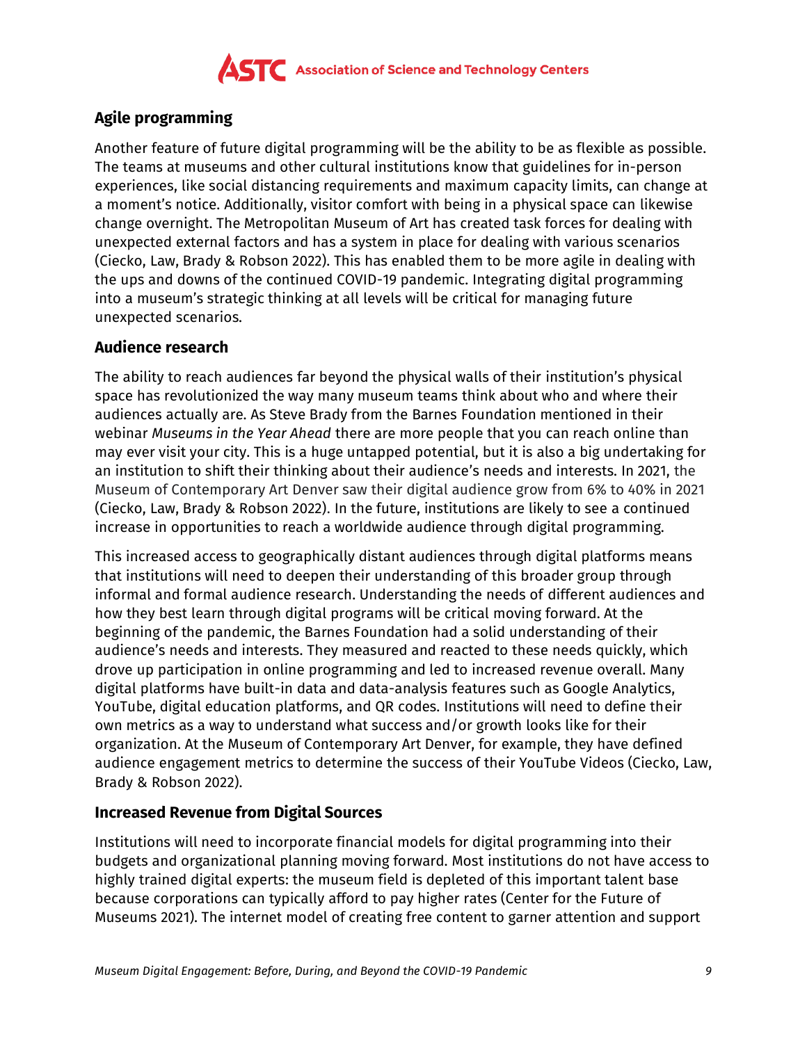## Agile programming

Another feature of future digital programming will be the ability to be as flexible as possible. The teams at museums and other cultural institutions know that guidelines for in-person experiences, like social distancing requirements and maximum capacity limits, can change at a moment's notice. Additionally, visitor comfort with being in a physical space can likewise change overnight. The Metropolitan Museum of Art has created task forces for dealing with unexpected external factors and has a system in place for dealing with various scenarios (Ciecko, Law, Brady & Robson 2022). This has enabled them to be more agile in dealing with the ups and downs of the continued COVID-19 pandemic. Integrating digital programming into a museum's strategic thinking at all levels will be critical for managing future unexpected scenarios.

## Audience research

The ability to reach audiences far beyond the physical walls of their institution's physical space has revolutionized the way many museum teams think about who and where their audiences actually are. As Steve Brady from the Barnes Foundation mentioned in their webinar *Museums in the Year Ahead* there are more people that you can reach online than may ever visit your city. This is a huge untapped potential, but it is also a big undertaking for an institution to shift their thinking about their audience's needs and interests. In 2021, the Museum of Contemporary Art Denver saw their digital audience grow from 6% to 40% in 2021 (Ciecko, Law, Brady & Robson 2022). In the future, institutions are likely to see a continued increase in opportunities to reach a worldwide audience through digital programming.

This increased access to geographically distant audiences through digital platforms means that institutions will need to deepen their understanding of this broader group through informal and formal audience research. Understanding the needs of different audiences and how they best learn through digital programs will be critical moving forward. At the beginning of the pandemic, the Barnes Foundation had a solid understanding of their audience's needs and interests. They measured and reacted to these needs quickly, which drove up participation in online programming and led to increased revenue overall. Many digital platforms have built-in data and data-analysis features such as Google Analytics, YouTube, digital education platforms, and QR codes. Institutions will need to define their own metrics as a way to understand what success and/or growth looks like for their organization. At the Museum of Contemporary Art Denver, for example, they have defined audience engagement metrics to determine the success of their YouTube Videos (Ciecko, Law, Brady & Robson 2022).

## Increased Revenue from Digital Sources

Institutions will need to incorporate financial models for digital programming into their budgets and organizational planning moving forward. Most institutions do not have access to highly trained digital experts: the museum field is depleted of this important talent base because corporations can typically afford to pay higher rates (Center for the Future of Museums 2021). The internet model of creating free content to garner attention and support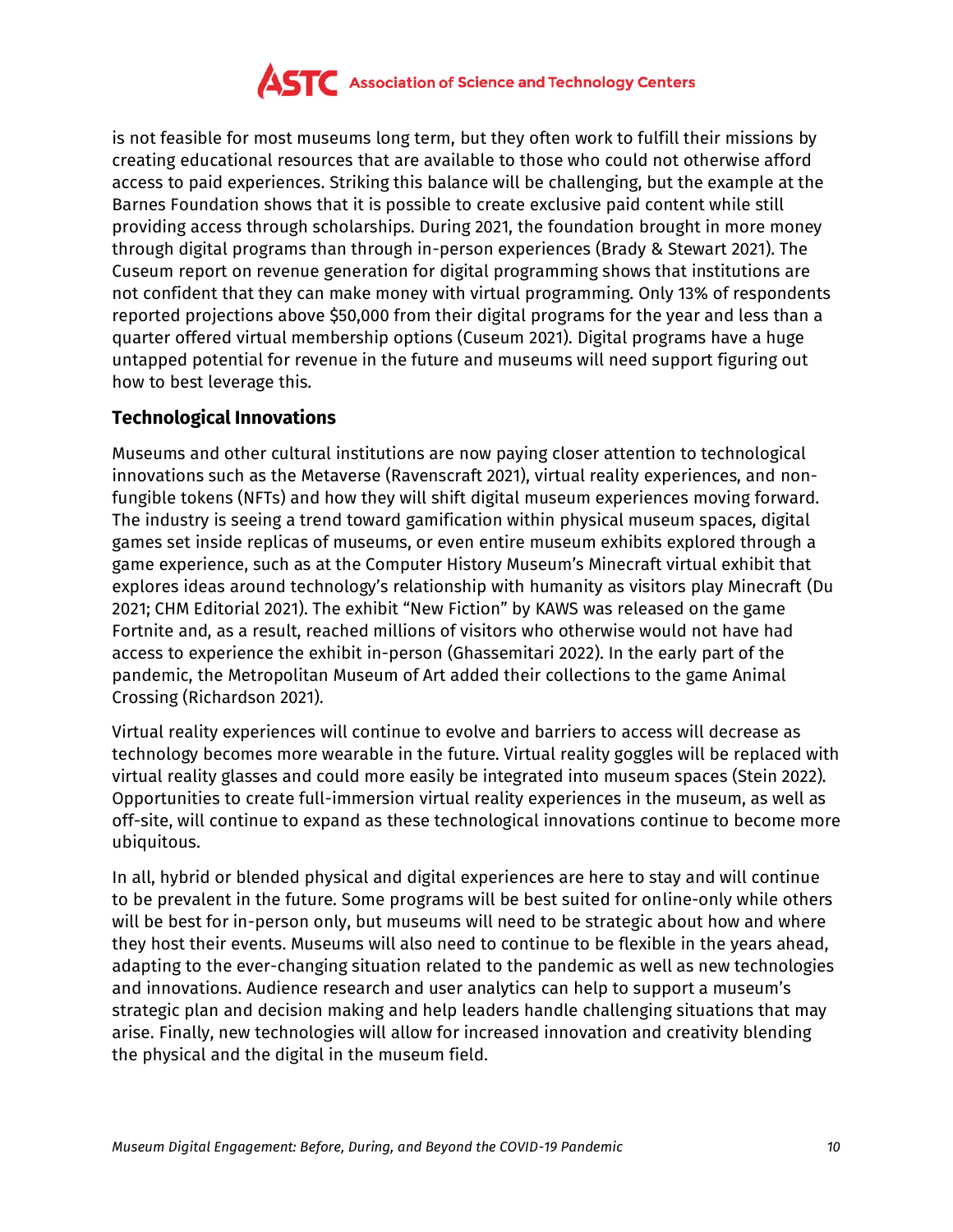is not feasible for most museums long term, but they often work to fulfill their missions by creating educational resources that are available to those who could not otherwise afford access to paid experiences. Striking this balance will be challenging, but the example at the Barnes Foundation shows that it is possible to create exclusive paid content while still providing access through scholarships. During 2021, the foundation brought in more money through digital programs than through in-person experiences (Brady & Stewart 2021). The Cuseum report on revenue generation for digital programming shows that institutions are not confident that they can make money with virtual programming. Only 13% of respondents reported projections above $50,000 from their digital programs for the year and less than a quarter offered virtual membership options (Cuseum 2021). Digital programs have a huge untapped potential for revenue in the future and museums will need support figuring out how to best leverage this.

### Technological Innovations

Museums and other cultural institutions are now paying closer attention to technological innovations such as the Metaverse (Ravenscraft 2021), virtual reality experiences, and non-fungible tokens (NFTs) and how they will shift digital museum experiences moving forward. The industry is seeing a trend toward gamification within physical museum spaces, digital games set inside replicas of museums, or even entire museum exhibits explored through a game experience, such as at the Computer History Museum's Minecraft virtual exhibit that explores ideas around technology's relationship with humanity as visitors play Minecraft (Du 2021; CHM Editorial 2021). The exhibit "New Fiction" by KAWS was released on the game Fortnite and, as a result, reached millions of visitors who otherwise would not have had access to experience the exhibit in-person (Ghassemitari 2022). In the early part of the pandemic, the Metropolitan Museum of Art added their collections to the game Animal Crossing (Richardson 2021).

Virtual reality experiences will continue to evolve and barriers to access will decrease as technology becomes more wearable in the future. Virtual reality goggles will be replaced with virtual reality glasses and could more easily be integrated into museum spaces (Stein 2022). Opportunities to create full-immersion virtual reality experiences in the museum, as well as off-site, will continue to expand as these technological innovations continue to become more ubiquitous.

In all, hybrid or blended physical and digital experiences are here to stay and will continue to be prevalent in the future. Some programs will be best suited for online-only while others will be best for in-person only, but museums will need to be strategic about how and where they host their events. Museums will also need to continue to be flexible in the years ahead, adapting to the ever-changing situation related to the pandemic as well as new technologies and innovations. Audience research and user analytics can help to support a museum's strategic plan and decision making and help leaders handle challenging situations that may arise. Finally, new technologies will allow for increased innovation and creativity blending the physical and the digital in the museum field.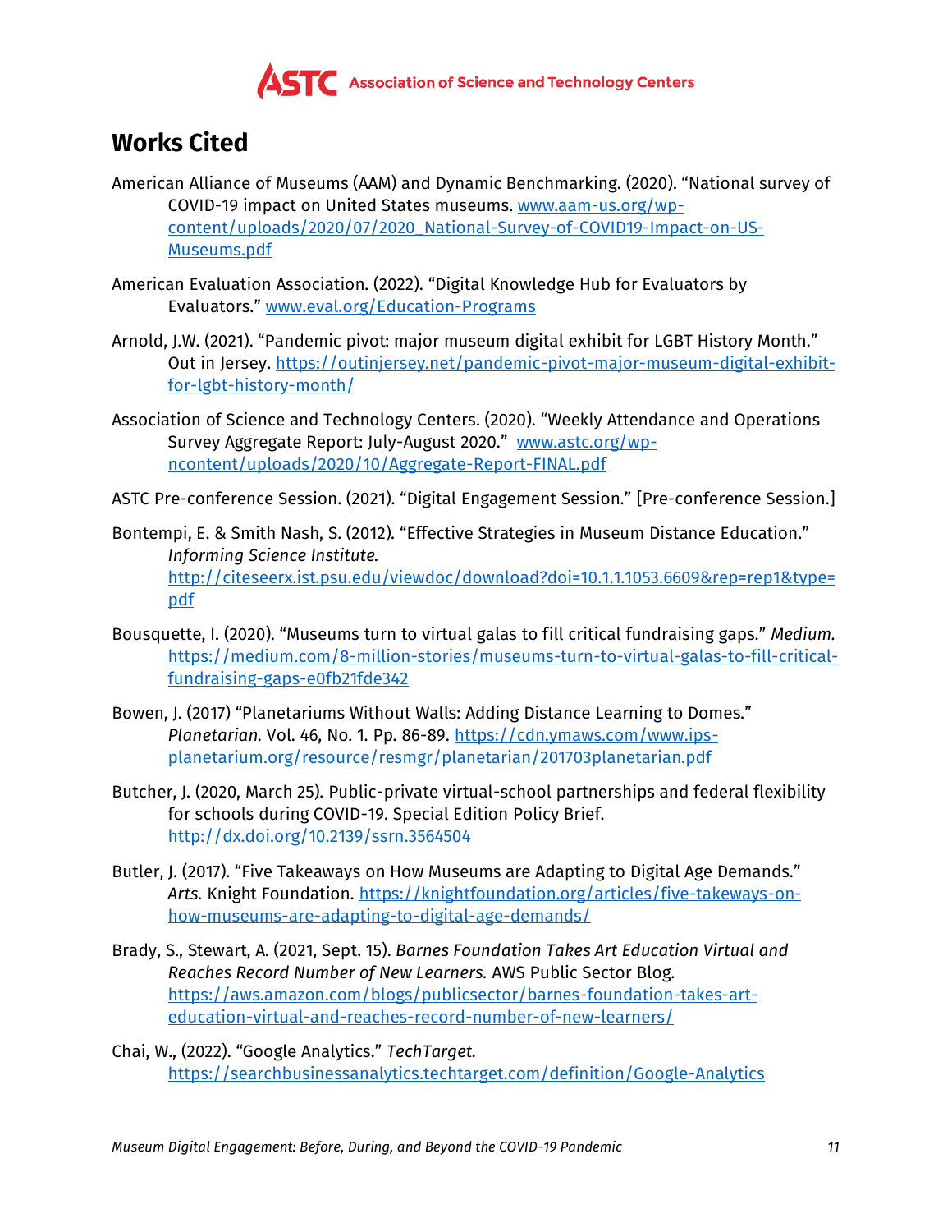## Works Cited

American Alliance of Museums (AAM) and Dynamic Benchmarking. (2020). "National survey of COVID-19 impact on United States museums. www.aam-us.org/wp-content/uploads/2020/07/2020_National-Survey-of-COVID19-Impact-on-US-Museums.pdf

American Evaluation Association. (2022). "Digital Knowledge Hub for Evaluators by Evaluators." www.eval.org/Education-Programs

Arnold, J.W. (2021). "Pandemic pivot: major museum digital exhibit for LGBT History Month." Out in Jersey. https://outinjersey.net/pandemic-pivot-major-museum-digital-exhibit-for-lgbt-history-month/

Association of Science and Technology Centers. (2020). "Weekly Attendance and Operations Survey Aggregate Report: July-August 2020." www.astc.org/wp-ncontent/uploads/2020/10/Aggregate-Report-FINAL.pdf

ASTC Pre-conference Session. (2021). "Digital Engagement Session." [Pre-conference Session.]

Bontempi, E. & Smith Nash, S. (2012). "Effective Strategies in Museum Distance Education." *Informing Science Institute.* http://citeseerx.ist.psu.edu/viewdoc/download?doi=10.1.1.1053.6609&rep=rep1&type=pdf

Bousquette, I. (2020). "Museums turn to virtual galas to fill critical fundraising gaps." *Medium.* https://medium.com/8-million-stories/museums-turn-to-virtual-galas-to-fill-critical-fundraising-gaps-e0fb21fde342

Bowen, J. (2017) "Planetariums Without Walls: Adding Distance Learning to Domes." *Planetarian.* Vol. 46, No. 1. Pp. 86-89. https://cdn.ymaws.com/www.ips-planetarium.org/resource/resmgr/planetarian/201703planetarian.pdf

Butcher, J. (2020, March 25). Public-private virtual-school partnerships and federal flexibility for schools during COVID-19. Special Edition Policy Brief. http://dx.doi.org/10.2139/ssrn.3564504

Butler, J. (2017). "Five Takeaways on How Museums are Adapting to Digital Age Demands." *Arts.* Knight Foundation. https://knightfoundation.org/articles/five-takeways-on-how-museums-are-adapting-to-digital-age-demands/

Brady, S., Stewart, A. (2021, Sept. 15). *Barnes Foundation Takes Art Education Virtual and Reaches Record Number of New Learners.* AWS Public Sector Blog. https://aws.amazon.com/blogs/publicsector/barnes-foundation-takes-art-education-virtual-and-reaches-record-number-of-new-learners/

Chai, W., (2022). "Google Analytics." *TechTarget.* https://searchbusinessanalytics.techtarget.com/definition/Google-Analytics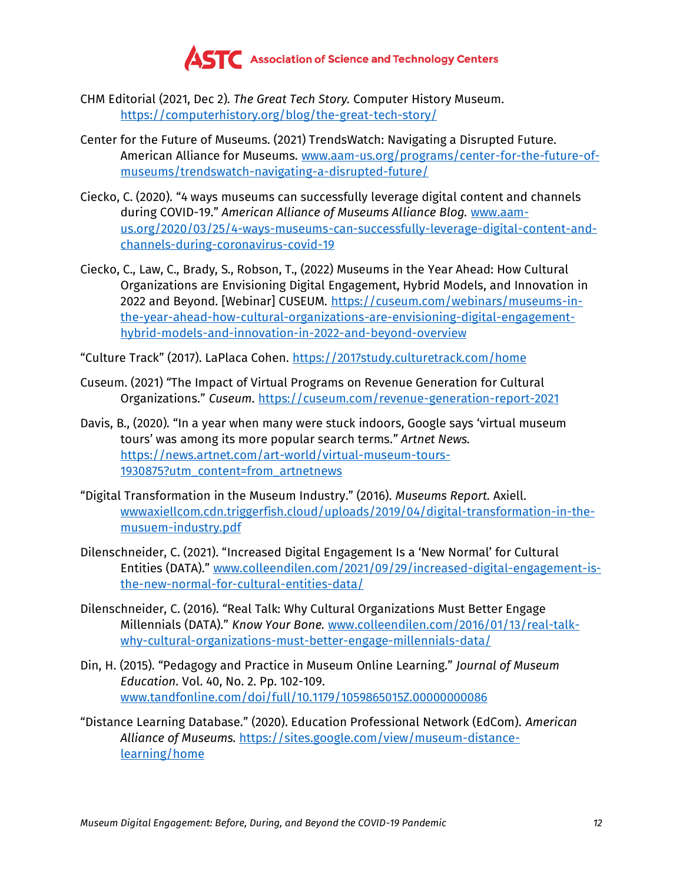CHM Editorial (2021, Dec 2). *The Great Tech Story.* Computer History Museum. https://computerhistory.org/blog/the-great-tech-story/

Center for the Future of Museums. (2021) TrendsWatch: Navigating a Disrupted Future. American Alliance for Museums. www.aam-us.org/programs/center-for-the-future-of-museums/trendswatch-navigating-a-disrupted-future/

Ciecko, C. (2020). "4 ways museums can successfully leverage digital content and channels during COVID-19." *American Alliance of Museums Alliance Blog.* www.aam-us.org/2020/03/25/4-ways-museums-can-successfully-leverage-digital-content-and-channels-during-coronavirus-covid-19

Ciecko, C., Law, C., Brady, S., Robson, T., (2022) Museums in the Year Ahead: How Cultural Organizations are Envisioning Digital Engagement, Hybrid Models, and Innovation in 2022 and Beyond. [Webinar] CUSEUM. https://cuseum.com/webinars/museums-in-the-year-ahead-how-cultural-organizations-are-envisioning-digital-engagement-hybrid-models-and-innovation-in-2022-and-beyond-overview

"Culture Track" (2017). LaPlaca Cohen. https://2017study.culturetrack.com/home

Cuseum. (2021) "The Impact of Virtual Programs on Revenue Generation for Cultural Organizations." *Cuseum*. https://cuseum.com/revenue-generation-report-2021

Davis, B., (2020). "In a year when many were stuck indoors, Google says 'virtual museum tours' was among its more popular search terms." *Artnet News.* https://news.artnet.com/art-world/virtual-museum-tours-1930875?utm_content=from_artnetnews

"Digital Transformation in the Museum Industry." (2016). *Museums Report.* Axiell. wwwaxiellcom.cdn.triggerfish.cloud/uploads/2019/04/digital-transformation-in-the-musuem-industry.pdf

Dilenschneider, C. (2021). "Increased Digital Engagement Is a 'New Normal' for Cultural Entities (DATA)." www.colleendilen.com/2021/09/29/increased-digital-engagement-is-the-new-normal-for-cultural-entities-data/

Dilenschneider, C. (2016). "Real Talk: Why Cultural Organizations Must Better Engage Millennials (DATA)." *Know Your Bone.* www.colleendilen.com/2016/01/13/real-talk-why-cultural-organizations-must-better-engage-millennials-data/

Din, H. (2015). "Pedagogy and Practice in Museum Online Learning." *Journal of Museum Education*. Vol. 40, No. 2. Pp. 102-109. www.tandfonline.com/doi/full/10.1179/1059865015Z.00000000086

"Distance Learning Database." (2020). Education Professional Network (EdCom). *American Alliance of Museums.* https://sites.google.com/view/museum-distance-learning/home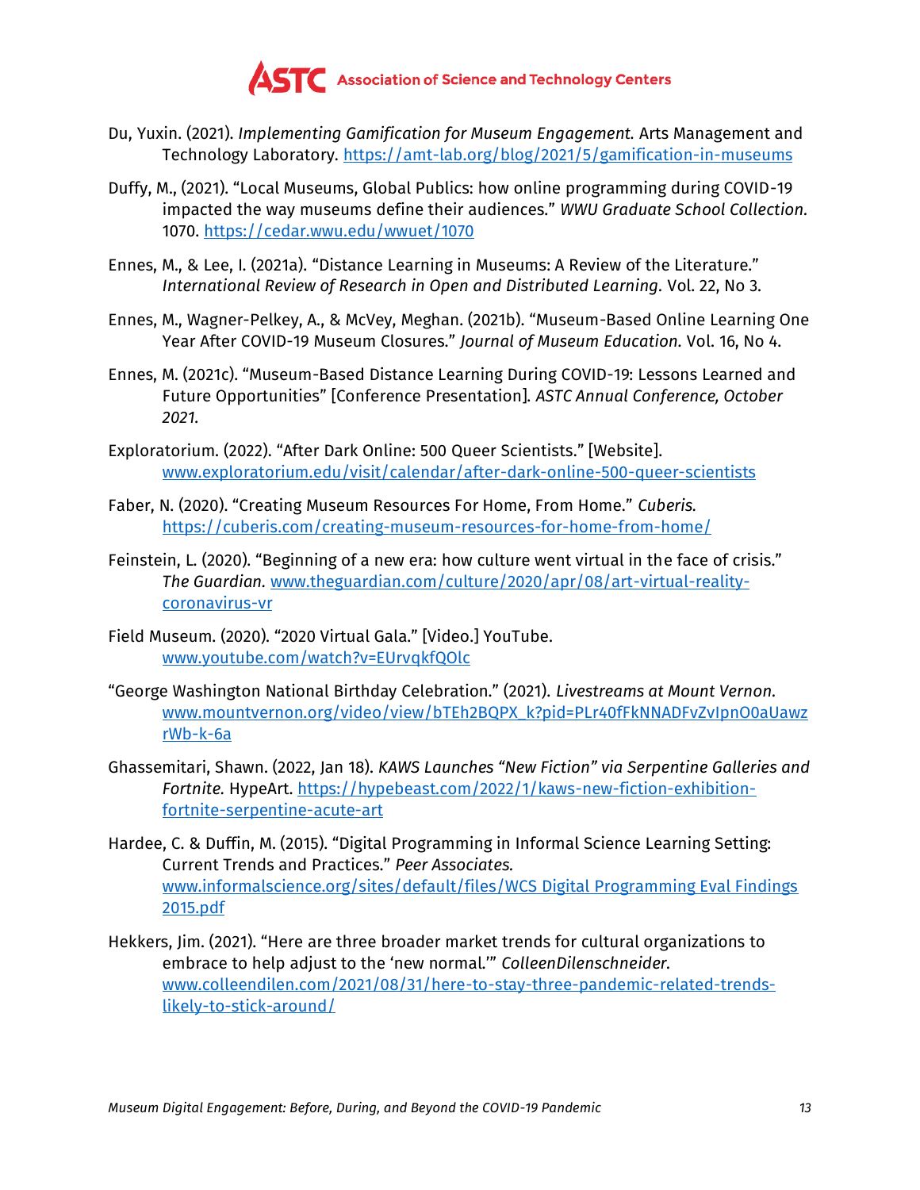Du, Yuxin. (2021). *Implementing Gamification for Museum Engagement.* Arts Management and Technology Laboratory. https://amt-lab.org/blog/2021/5/gamification-in-museums

Duffy, M., (2021). "Local Museums, Global Publics: how online programming during COVID-19 impacted the way museums define their audiences." *WWU Graduate School Collection.* 1070. https://cedar.wwu.edu/wwuet/1070

Ennes, M., & Lee, I. (2021a). "Distance Learning in Museums: A Review of the Literature." *International Review of Research in Open and Distributed Learning.* Vol. 22, No 3.

Ennes, M., Wagner-Pelkey, A., & McVey, Meghan. (2021b). "Museum-Based Online Learning One Year After COVID-19 Museum Closures." *Journal of Museum Education.* Vol. 16, No 4.

Ennes, M. (2021c). "Museum-Based Distance Learning During COVID-19: Lessons Learned and Future Opportunities" [Conference Presentation]. *ASTC Annual Conference, October 2021.*

Exploratorium. (2022). "After Dark Online: 500 Queer Scientists." [Website]. www.exploratorium.edu/visit/calendar/after-dark-online-500-queer-scientists

Faber, N. (2020). "Creating Museum Resources For Home, From Home." *Cuberis.* https://cuberis.com/creating-museum-resources-for-home-from-home/

Feinstein, L. (2020). "Beginning of a new era: how culture went virtual in the face of crisis." *The Guardian.* www.theguardian.com/culture/2020/apr/08/art-virtual-reality-coronavirus-vr

Field Museum. (2020). "2020 Virtual Gala." [Video.] YouTube. www.youtube.com/watch?v=EUrvqkfQOlc

"George Washington National Birthday Celebration." (2021). *Livestreams at Mount Vernon.* www.mountvernon.org/video/view/bTEh2BQPX_k?pid=PLr40fFkNNADFvZvIpnO0aUawzrWb-k-6a

Ghassemitari, Shawn. (2022, Jan 18). *KAWS Launches "New Fiction" via Serpentine Galleries and Fortnite.* HypeArt. https://hypebeast.com/2022/1/kaws-new-fiction-exhibition-fortnite-serpentine-acute-art

Hardee, C. & Duffin, M. (2015). "Digital Programming in Informal Science Learning Setting: Current Trends and Practices." *Peer Associates.* www.informalscience.org/sites/default/files/WCS Digital Programming Eval Findings 2015.pdf

Hekkers, Jim. (2021). "Here are three broader market trends for cultural organizations to embrace to help adjust to the 'new normal.'" *ColleenDilenschneider.* www.colleendilen.com/2021/08/31/here-to-stay-three-pandemic-related-trends-likely-to-stick-around/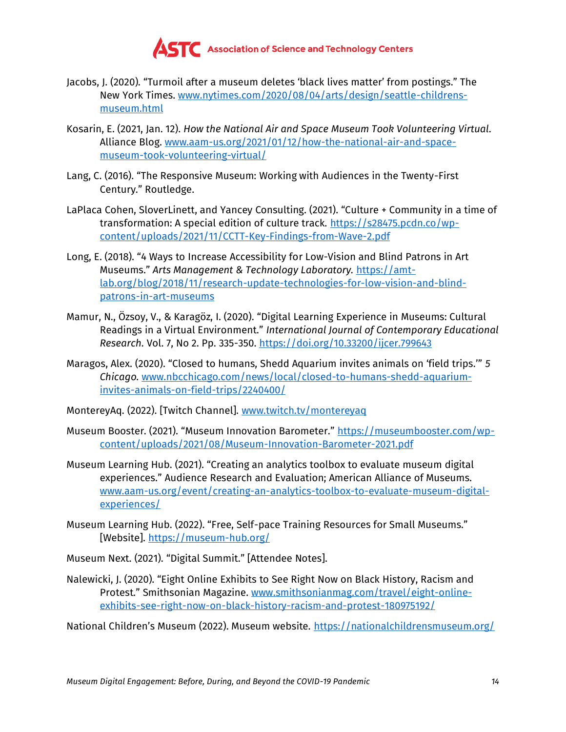Jacobs, J. (2020). “Turmoil after a museum deletes ‘black lives matter’ from postings.” The New York Times. [www.nytimes.com/2020/08/04/arts/design/seattle-childrens-museum.html](www.nytimes.com/2020/08/04/arts/design/seattle-childrens-museum.html)

Kosarin, E. (2021, Jan. 12). *How the National Air and Space Museum Took Volunteering Virtual*. Alliance Blog. [www.aam-us.org/2021/01/12/how-the-national-air-and-space-museum-took-volunteering-virtual/](www.aam-us.org/2021/01/12/how-the-national-air-and-space-museum-took-volunteering-virtual/)

Lang, C. (2016). “The Responsive Museum: Working with Audiences in the Twenty-First Century.” Routledge.

LaPlaca Cohen, SloverLinett, and Yancey Consulting. (2021). “Culture + Community in a time of transformation: A special edition of culture track. [https://s28475.pcdn.co/wp-content/uploads/2021/11/CCTT-Key-Findings-from-Wave-2.pdf](https://s28475.pcdn.co/wp-content/uploads/2021/11/CCTT-Key-Findings-from-Wave-2.pdf)

Long, E. (2018). “4 Ways to Increase Accessibility for Low-Vision and Blind Patrons in Art Museums.” *Arts Management & Technology Laboratory.* [https://amt-lab.org/blog/2018/11/research-update-technologies-for-low-vision-and-blind-patrons-in-art-museums](https://amt-lab.org/blog/2018/11/research-update-technologies-for-low-vision-and-blind-patrons-in-art-museums)

Mamur, N., Özsoy, V., & Karagöz, I. (2020). “Digital Learning Experience in Museums: Cultural Readings in a Virtual Environment.” *International Journal of Contemporary Educational Research.* Vol. 7, No 2. Pp. 335-350. [https://doi.org/10.33200/ijcer.799643](https://doi.org/10.33200/ijcer.799643)

Maragos, Alex. (2020). “Closed to humans, Shedd Aquarium invites animals on ‘field trips.’” *5 Chicago.* [www.nbcchicago.com/news/local/closed-to-humans-shedd-aquarium-invites-animals-on-field-trips/2240400/](www.nbcchicago.com/news/local/closed-to-humans-shedd-aquarium-invites-animals-on-field-trips/2240400/)

MontereyAq. (2022). [Twitch Channel]. [www.twitch.tv/montereyaq](www.twitch.tv/montereyaq)

Museum Booster. (2021). “Museum Innovation Barometer.” [https://museumbooster.com/wp-content/uploads/2021/08/Museum-Innovation-Barometer-2021.pdf](https://museumbooster.com/wp-content/uploads/2021/08/Museum-Innovation-Barometer-2021.pdf)

Museum Learning Hub. (2021). “Creating an analytics toolbox to evaluate museum digital experiences.” Audience Research and Evaluation; American Alliance of Museums. [www.aam-us.org/event/creating-an-analytics-toolbox-to-evaluate-museum-digital-experiences/](www.aam-us.org/event/creating-an-analytics-toolbox-to-evaluate-museum-digital-experiences/)

Museum Learning Hub. (2022). “Free, Self-pace Training Resources for Small Museums.” [Website]. [https://museum-hub.org/](https://museum-hub.org/)

Museum Next. (2021). “Digital Summit.” [Attendee Notes].

Nalewicki, J. (2020). “Eight Online Exhibits to See Right Now on Black History, Racism and Protest.” Smithsonian Magazine. [www.smithsonianmag.com/travel/eight-online-exhibits-see-right-now-on-black-history-racism-and-protest-180975192/](www.smithsonianmag.com/travel/eight-online-exhibits-see-right-now-on-black-history-racism-and-protest-180975192/)

National Children’s Museum (2022). Museum website. [https://nationalchildrensmuseum.org/](https://nationalchildrensmuseum.org/)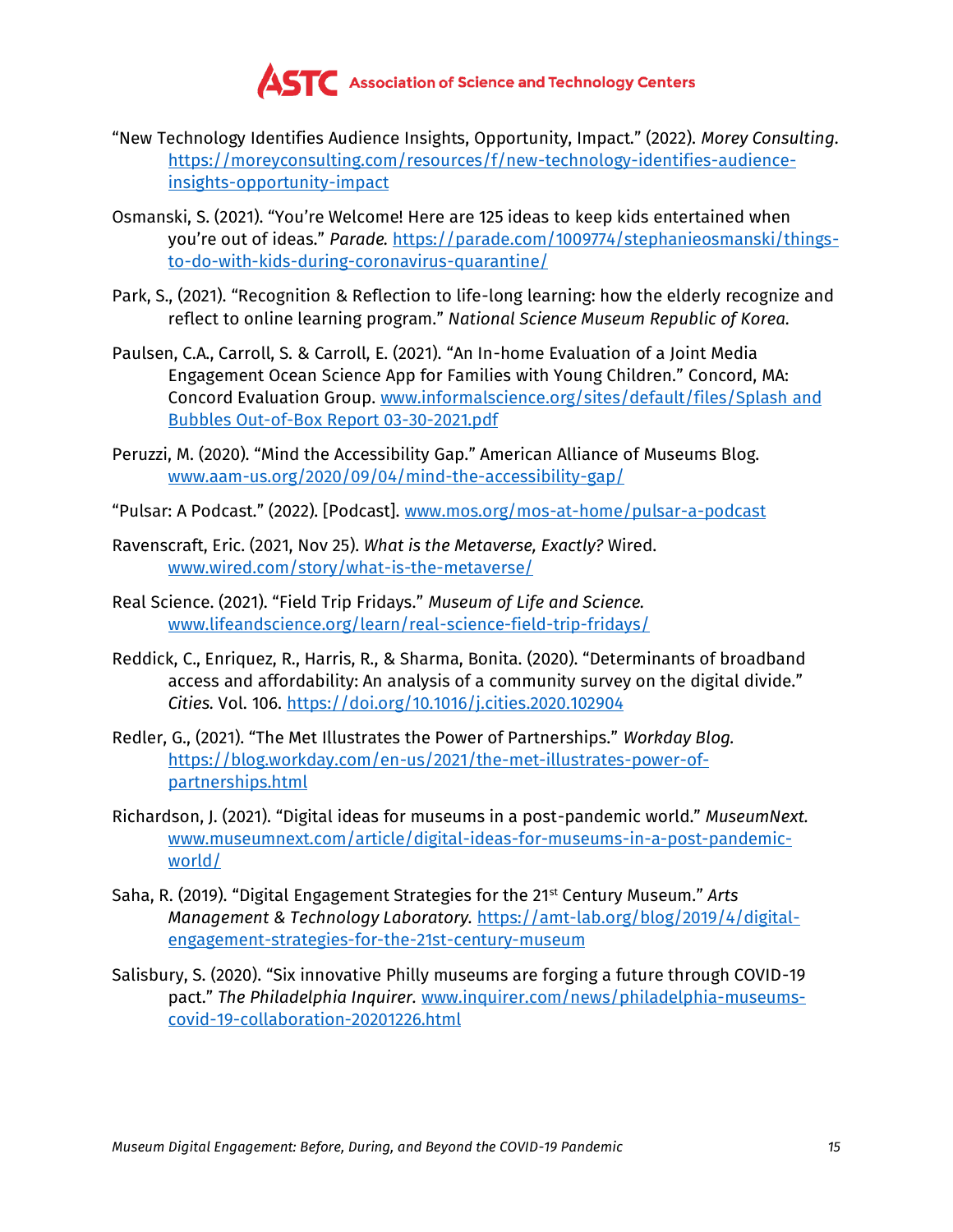"New Technology Identifies Audience Insights, Opportunity, Impact." (2022). *Morey Consulting*. https://moreyconsulting.com/resources/f/new-technology-identifies-audience-insights-opportunity-impact

Osmanski, S. (2021). "You're Welcome! Here are 125 ideas to keep kids entertained when you're out of ideas." *Parade.* https://parade.com/1009774/stephanieosmanski/things-to-do-with-kids-during-coronavirus-quarantine/

Park, S., (2021). "Recognition & Reflection to life-long learning: how the elderly recognize and reflect to online learning program." *National Science Museum Republic of Korea*.

Paulsen, C.A., Carroll, S. & Carroll, E. (2021). "An In-home Evaluation of a Joint Media Engagement Ocean Science App for Families with Young Children." Concord, MA: Concord Evaluation Group. www.informalscience.org/sites/default/files/Splash and Bubbles Out-of-Box Report 03-30-2021.pdf

Peruzzi, M. (2020). "Mind the Accessibility Gap." American Alliance of Museums Blog. www.aam-us.org/2020/09/04/mind-the-accessibility-gap/

"Pulsar: A Podcast." (2022). [Podcast]. www.mos.org/mos-at-home/pulsar-a-podcast

Ravenscraft, Eric. (2021, Nov 25). *What is the Metaverse, Exactly?* Wired. www.wired.com/story/what-is-the-metaverse/

Real Science. (2021). "Field Trip Fridays." *Museum of Life and Science.* www.lifeandscience.org/learn/real-science-field-trip-fridays/

Reddick, C., Enriquez, R., Harris, R., & Sharma, Bonita. (2020). "Determinants of broadband access and affordability: An analysis of a community survey on the digital divide." *Cities*. Vol. 106. https://doi.org/10.1016/j.cities.2020.102904

Redler, G., (2021). "The Met Illustrates the Power of Partnerships." *Workday Blog*. https://blog.workday.com/en-us/2021/the-met-illustrates-power-of-partnerships.html

Richardson, J. (2021). "Digital ideas for museums in a post-pandemic world." *MuseumNext*. www.museumnext.com/article/digital-ideas-for-museums-in-a-post-pandemic-world/

Saha, R. (2019). "Digital Engagement Strategies for the 21st Century Museum." *Arts Management & Technology Laboratory*. https://amt-lab.org/blog/2019/4/digital-engagement-strategies-for-the-21st-century-museum

Salisbury, S. (2020). "Six innovative Philly museums are forging a future through COVID-19 pact." *The Philadelphia Inquirer*. www.inquirer.com/news/philadelphia-museums-covid-19-collaboration-20201226.html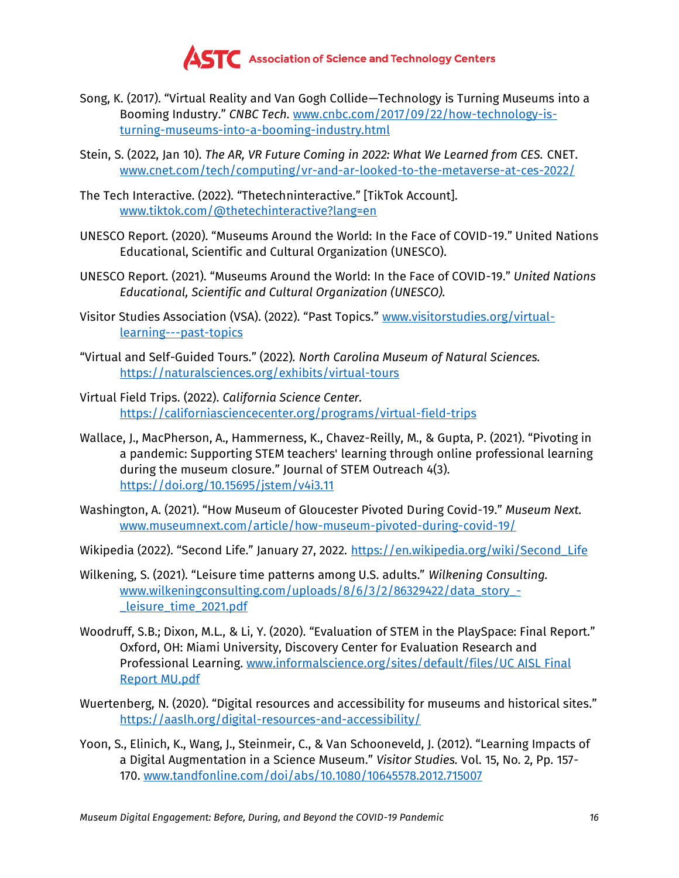Song, K. (2017). "Virtual Reality and Van Gogh Collide—Technology is Turning Museums into a Booming Industry." *CNBC Tech.* [www.cnbc.com/2017/09/22/how-technology-is-turning-museums-into-a-booming-industry.html](www.cnbc.com/2017/09/22/how-technology-is-turning-museums-into-a-booming-industry.html)

Stein, S. (2022, Jan 10). *The AR, VR Future Coming in 2022: What We Learned from CES.* CNET. [www.cnet.com/tech/computing/vr-and-ar-looked-to-the-metaverse-at-ces-2022/](www.cnet.com/tech/computing/vr-and-ar-looked-to-the-metaverse-at-ces-2022/)

The Tech Interactive. (2022). "Thetechninteractive." [TikTok Account]. [www.tiktok.com/@thetechinteractive?lang=en](www.tiktok.com/@thetechinteractive?lang=en)

UNESCO Report. (2020). "Museums Around the World: In the Face of COVID-19." United Nations Educational, Scientific and Cultural Organization (UNESCO).

UNESCO Report. (2021). "Museums Around the World: In the Face of COVID-19." *United Nations Educational, Scientific and Cultural Organization (UNESCO).*

Visitor Studies Association (VSA). (2022). "Past Topics." [www.visitorstudies.org/virtual-learning---past-topics](www.visitorstudies.org/virtual-learning---past-topics)

"Virtual and Self-Guided Tours." (2022). *North Carolina Museum of Natural Sciences.* [https://naturalsciences.org/exhibits/virtual-tours](https://naturalsciences.org/exhibits/virtual-tours)

Virtual Field Trips. (2022). *California Science Center.* [https://californiasciencecenter.org/programs/virtual-field-trips](https://californiasciencecenter.org/programs/virtual-field-trips)

Wallace, J., MacPherson, A., Hammerness, K., Chavez-Reilly, M., & Gupta, P. (2021). "Pivoting in a pandemic: Supporting STEM teachers' learning through online professional learning during the museum closure." Journal of STEM Outreach 4(3). [https://doi.org/10.15695/jstem/v4i3.11](https://doi.org/10.15695/jstem/v4i3.11)

Washington, A. (2021). "How Museum of Gloucester Pivoted During Covid-19." *Museum Next.* [www.museumnext.com/article/how-museum-pivoted-during-covid-19/](www.museumnext.com/article/how-museum-pivoted-during-covid-19/)

Wikipedia (2022). "Second Life." January 27, 2022. [https://en.wikipedia.org/wiki/Second_Life](https://en.wikipedia.org/wiki/Second_Life)

Wilkening, S. (2021). "Leisure time patterns among U.S. adults." *Wilkening Consulting.* [www.wilkeningconsulting.com/uploads/8/6/3/2/86329422/data_story_-_leisure_time_2021.pdf](www.wilkeningconsulting.com/uploads/8/6/3/2/86329422/data_story_-_leisure_time_2021.pdf)

Woodruff, S.B.; Dixon, M.L., & Li, Y. (2020). "Evaluation of STEM in the PlaySpace: Final Report." Oxford, OH: Miami University, Discovery Center for Evaluation Research and Professional Learning. www.informalscience.org/sites/default/files/UC AISL Final Report MU.pdf

Wuertenberg, N. (2020). "Digital resources and accessibility for museums and historical sites." [https://aaslh.org/digital-resources-and-accessibility/](https://aaslh.org/digital-resources-and-accessibility/)

Yoon, S., Elinich, K., Wang, J., Steinmeir, C., & Van Schooneveld, J. (2012). "Learning Impacts of a Digital Augmentation in a Science Museum." *Visitor Studies.* Vol. 15, No. 2, Pp. 157-170. [www.tandfonline.com/doi/abs/10.1080/10645578.2012.715007](www.tandfonline.com/doi/abs/10.1080/10645578.2012.715007)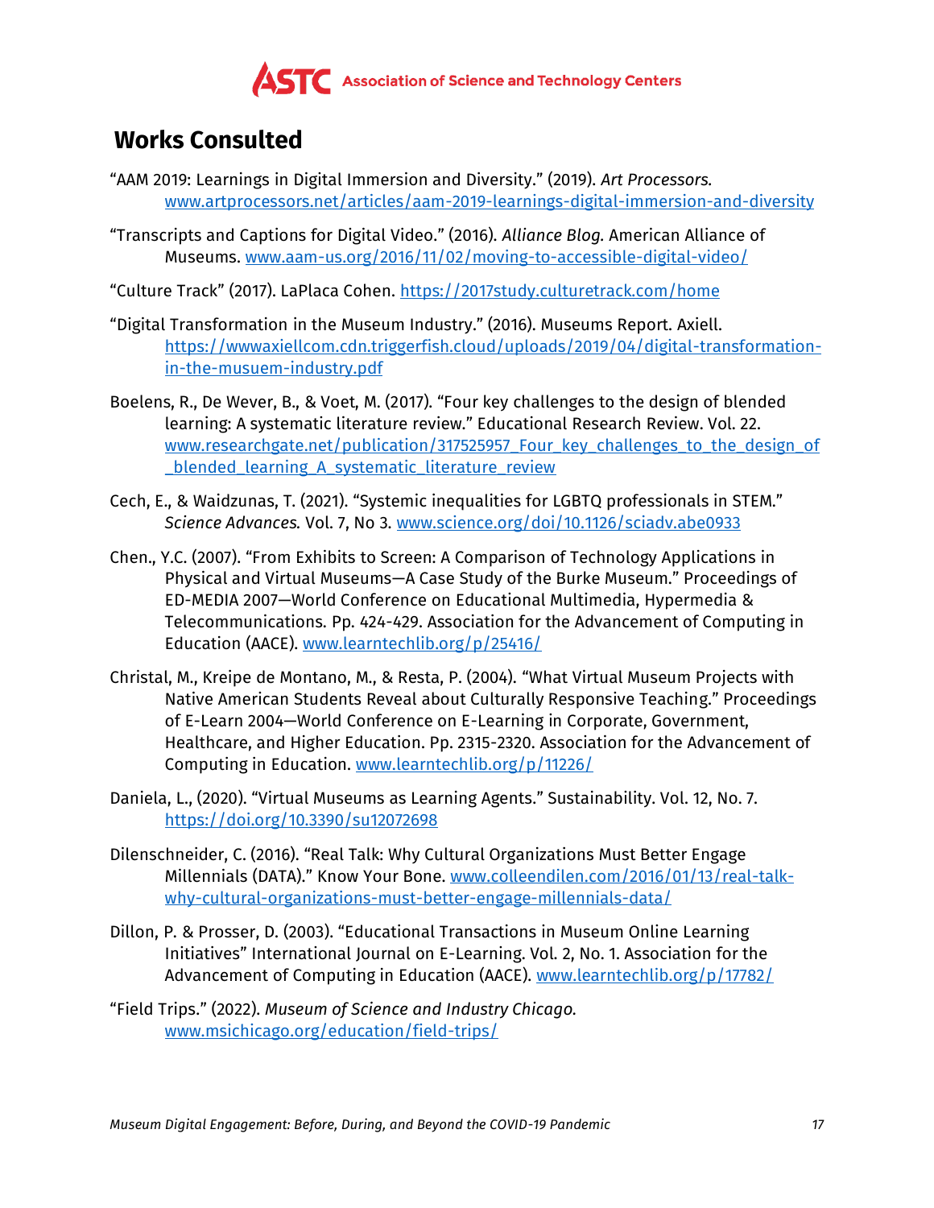## Works Consulted

"AAM 2019: Learnings in Digital Immersion and Diversity." (2019). *Art Processors.* www.artprocessors.net/articles/aam-2019-learnings-digital-immersion-and-diversity

"Transcripts and Captions for Digital Video." (2016). *Alliance Blog.* American Alliance of Museums. www.aam-us.org/2016/11/02/moving-to-accessible-digital-video/

"Culture Track" (2017). LaPlaca Cohen. https://2017study.culturetrack.com/home

"Digital Transformation in the Museum Industry." (2016). Museums Report. Axiell. https://wwwaxiellcom.cdn.triggerfish.cloud/uploads/2019/04/digital-transformation-in-the-musuem-industry.pdf

Boelens, R., De Wever, B., & Voet, M. (2017). "Four key challenges to the design of blended learning: A systematic literature review." Educational Research Review. Vol. 22. www.researchgate.net/publication/317525957_Four_key_challenges_to_the_design_of_blended_learning_A_systematic_literature_review

Cech, E., & Waidzunas, T. (2021). "Systemic inequalities for LGBTQ professionals in STEM." *Science Advances.* Vol. 7, No 3. www.science.org/doi/10.1126/sciadv.abe0933

Chen., Y.C. (2007). "From Exhibits to Screen: A Comparison of Technology Applications in Physical and Virtual Museums—A Case Study of the Burke Museum." Proceedings of ED-MEDIA 2007—World Conference on Educational Multimedia, Hypermedia & Telecommunications. Pp. 424-429. Association for the Advancement of Computing in Education (AACE). www.learntechlib.org/p/25416/

Christal, M., Kreipe de Montano, M., & Resta, P. (2004). "What Virtual Museum Projects with Native American Students Reveal about Culturally Responsive Teaching." Proceedings of E-Learn 2004—World Conference on E-Learning in Corporate, Government, Healthcare, and Higher Education. Pp. 2315-2320. Association for the Advancement of Computing in Education. www.learntechlib.org/p/11226/

Daniela, L., (2020). "Virtual Museums as Learning Agents." Sustainability. Vol. 12, No. 7. https://doi.org/10.3390/su12072698

Dilenschneider, C. (2016). "Real Talk: Why Cultural Organizations Must Better Engage Millennials (DATA)." Know Your Bone. www.colleendilen.com/2016/01/13/real-talk-why-cultural-organizations-must-better-engage-millennials-data/

Dillon, P. & Prosser, D. (2003). "Educational Transactions in Museum Online Learning Initiatives" International Journal on E-Learning. Vol. 2, No. 1. Association for the Advancement of Computing in Education (AACE). www.learntechlib.org/p/17782/

"Field Trips." (2022). *Museum of Science and Industry Chicago.* www.msichicago.org/education/field-trips/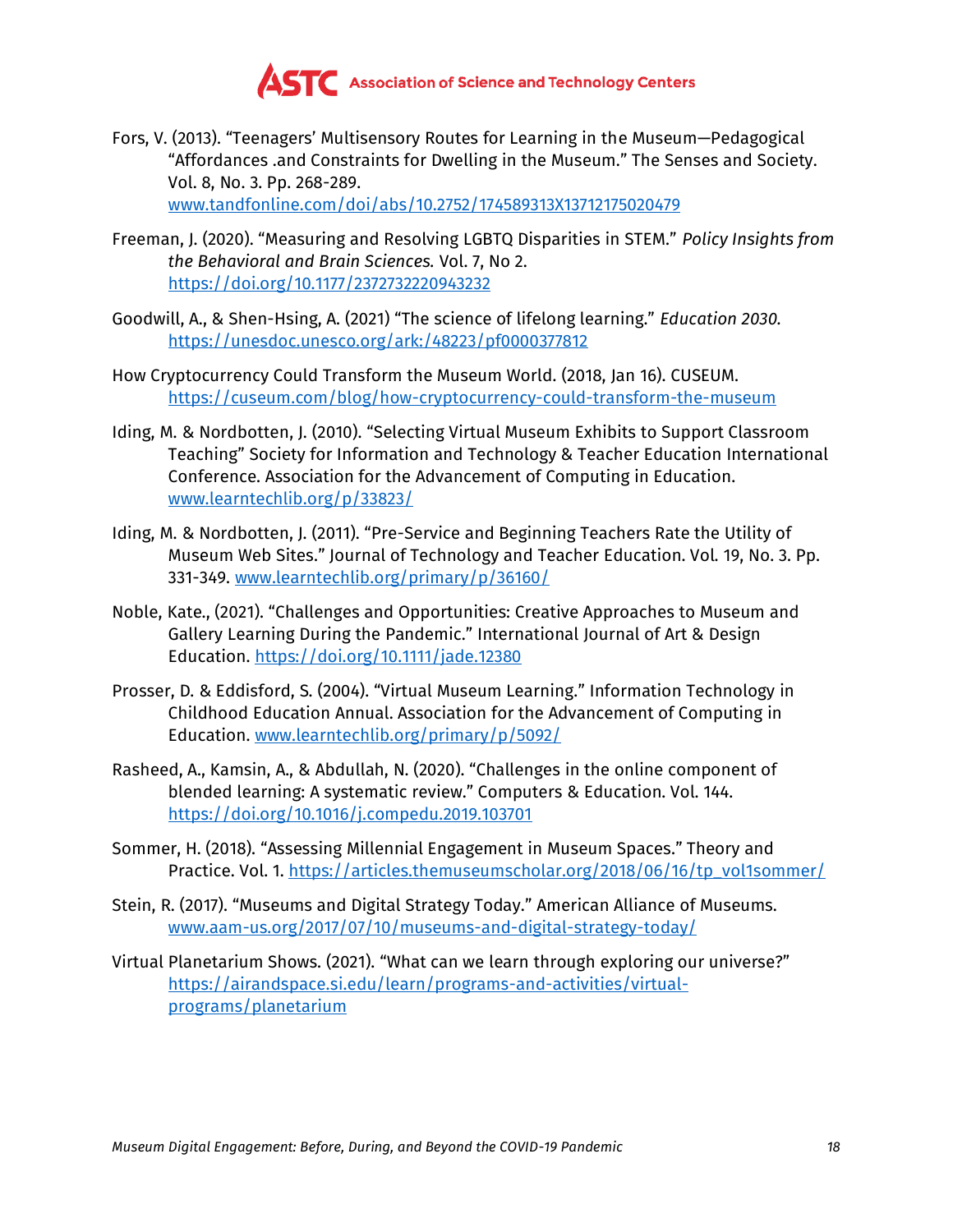Fors, V. (2013). "Teenagers' Multisensory Routes for Learning in the Museum—Pedagogical "Affordances .and Constraints for Dwelling in the Museum." The Senses and Society. Vol. 8, No. 3. Pp. 268-289. www.tandfonline.com/doi/abs/10.2752/174589313X13712175020479

Freeman, J. (2020). "Measuring and Resolving LGBTQ Disparities in STEM." *Policy Insights from the Behavioral and Brain Sciences.* Vol. 7, No 2. https://doi.org/10.1177/2372732220943232

Goodwill, A., & Shen-Hsing, A. (2021) "The science of lifelong learning." *Education 2030.* https://unesdoc.unesco.org/ark:/48223/pf0000377812

How Cryptocurrency Could Transform the Museum World. (2018, Jan 16). CUSEUM. https://cuseum.com/blog/how-cryptocurrency-could-transform-the-museum

Iding, M. & Nordbotten, J. (2010). "Selecting Virtual Museum Exhibits to Support Classroom Teaching" Society for Information and Technology & Teacher Education International Conference. Association for the Advancement of Computing in Education. www.learntechlib.org/p/33823/

Iding, M. & Nordbotten, J. (2011). "Pre-Service and Beginning Teachers Rate the Utility of Museum Web Sites." Journal of Technology and Teacher Education. Vol. 19, No. 3. Pp. 331-349. www.learntechlib.org/primary/p/36160/

Noble, Kate., (2021). "Challenges and Opportunities: Creative Approaches to Museum and Gallery Learning During the Pandemic." International Journal of Art & Design Education. https://doi.org/10.1111/jade.12380

Prosser, D. & Eddisford, S. (2004). "Virtual Museum Learning." Information Technology in Childhood Education Annual. Association for the Advancement of Computing in Education. www.learntechlib.org/primary/p/5092/

Rasheed, A., Kamsin, A., & Abdullah, N. (2020). "Challenges in the online component of blended learning: A systematic review." Computers & Education. Vol. 144. https://doi.org/10.1016/j.compedu.2019.103701

Sommer, H. (2018). "Assessing Millennial Engagement in Museum Spaces." Theory and Practice. Vol. 1. https://articles.themuseumscholar.org/2018/06/16/tp_vol1sommer/

Stein, R. (2017). "Museums and Digital Strategy Today." American Alliance of Museums. www.aam-us.org/2017/07/10/museums-and-digital-strategy-today/

Virtual Planetarium Shows. (2021). "What can we learn through exploring our universe?" https://airandspace.si.edu/learn/programs-and-activities/virtual-programs/planetarium